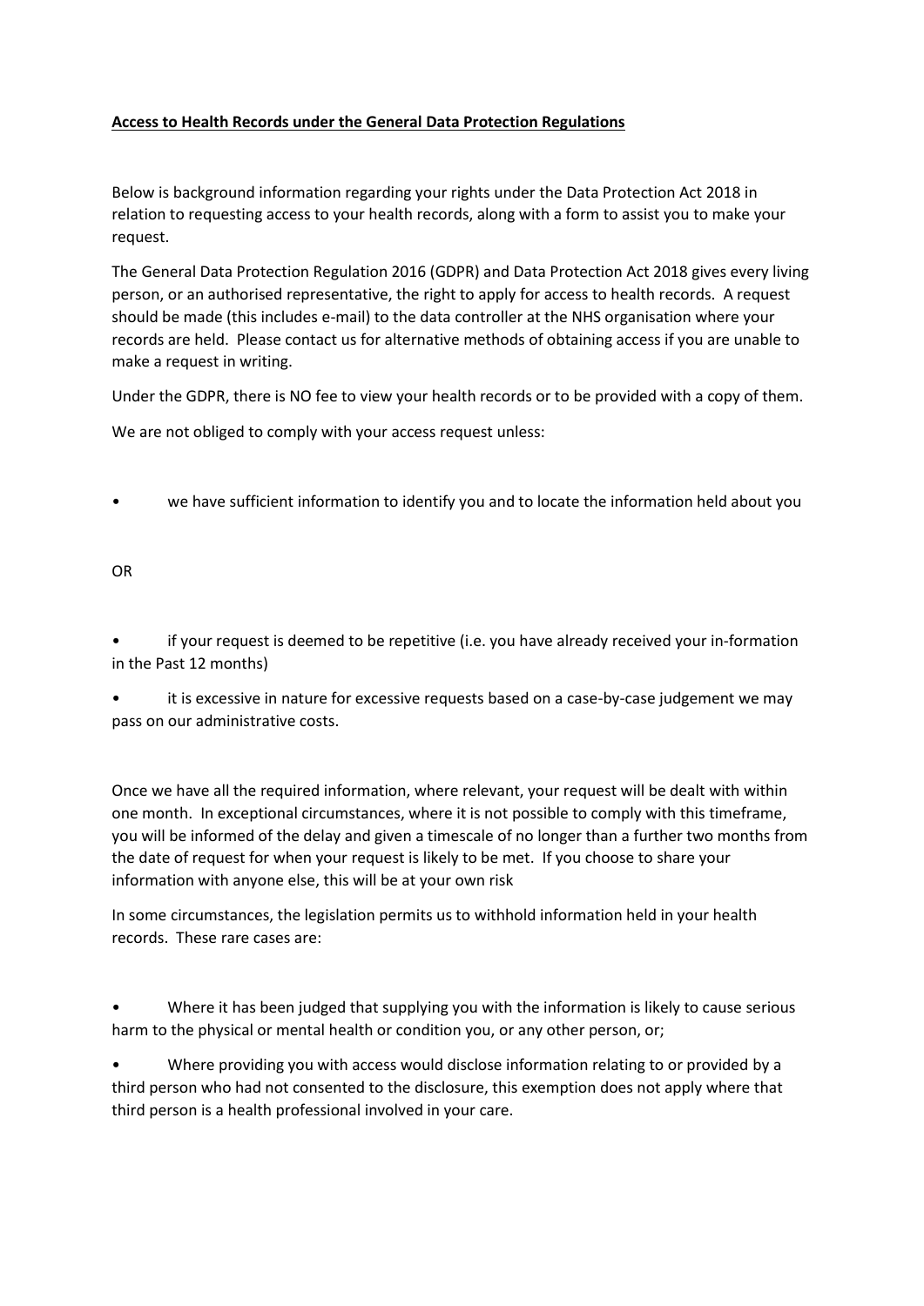**Access to Health Records under the General Data Protection Regulations**

Below is background information regarding your rights under the Data Protection Act 2018 in relation to requesting access to your health records, along with a form to assist you to make your request.

The General Data Protection Regulation 2016 (GDPR) and Data Protection Act 2018 gives every living person, or an authorised representative, the right to apply for access to health records. A request should be made (this includes e-mail) to the data controller at the NHS organisation where your records are held. Please contact us for alternative methods of obtaining access if you are unable to make a request in writing.

Under the GDPR, there is NO fee to view your health records or to be provided with a copy of them.

We are not obliged to comply with your access request unless:

- we have sufficient information to identify you and to locate the information held about you

OR

- if your request is deemed to be repetitive (i.e. you have already received your in-formation in the Past 12 months)
- it is excessive in nature for excessive requests based on a case-by-case judgement we may pass on our administrative costs.

Once we have all the required information, where relevant, your request will be dealt with within one month. In exceptional circumstances, where it is not possible to comply with this timeframe, you will be informed of the delay and given a timescale of no longer than a further two months from the date of request for when your request is likely to be met. If you choose to share your information with anyone else, this will be at your own risk

In some circumstances, the legislation permits us to withhold information held in your health records. These rare cases are:

- Where it has been judged that supplying you with the information is likely to cause serious harm to the physical or mental health or condition you, or any other person, or;
- Where providing you with access would disclose information relating to or provided by a third person who had not consented to the disclosure, this exemption does not apply where that third person is a health professional involved in your care.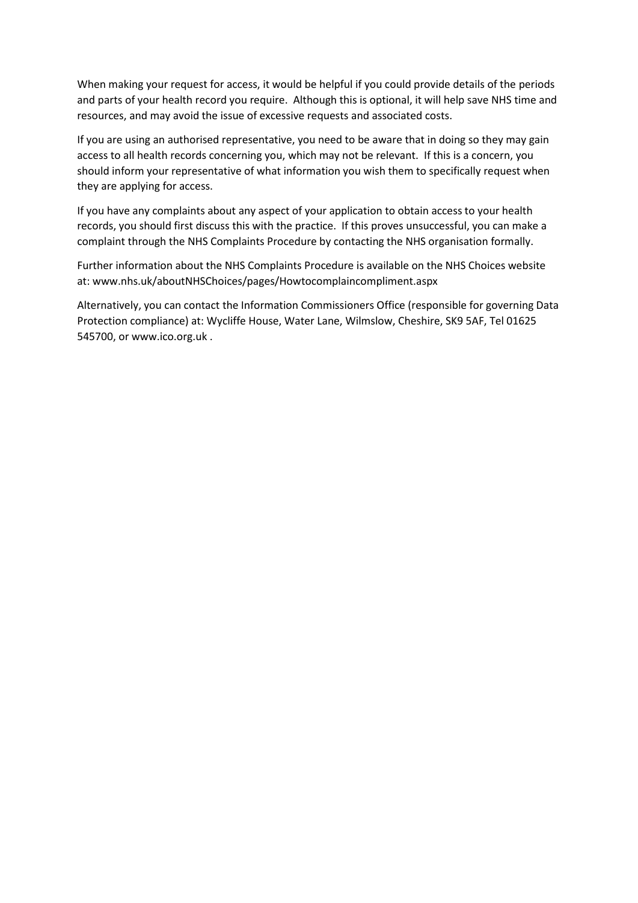When making your request for access, it would be helpful if you could provide details of the periods and parts of your health record you require. Although this is optional, it will help save NHS time and resources, and may avoid the issue of excessive requests and associated costs.

If you are using an authorised representative, you need to be aware that in doing so they may gain access to all health records concerning you, which may not be relevant. If this is a concern, you should inform your representative of what information you wish them to specifically request when they are applying for access.

If you have any complaints about any aspect of your application to obtain access to your health records, you should first discuss this with the practice. If this proves unsuccessful, you can make a complaint through the NHS Complaints Procedure by contacting the NHS organisation formally.

Further information about the NHS Complaints Procedure is available on the NHS Choices website at: www.nhs.uk/aboutNHSChoices/pages/Howtocomplaincompliment.aspx

Alternatively, you can contact the Information Commissioners Office (responsible for governing Data Protection compliance) at: Wycliffe House, Water Lane, Wilmslow, Cheshire, SK9 5AF, Tel 01625 545700, or www.ico.org.uk .